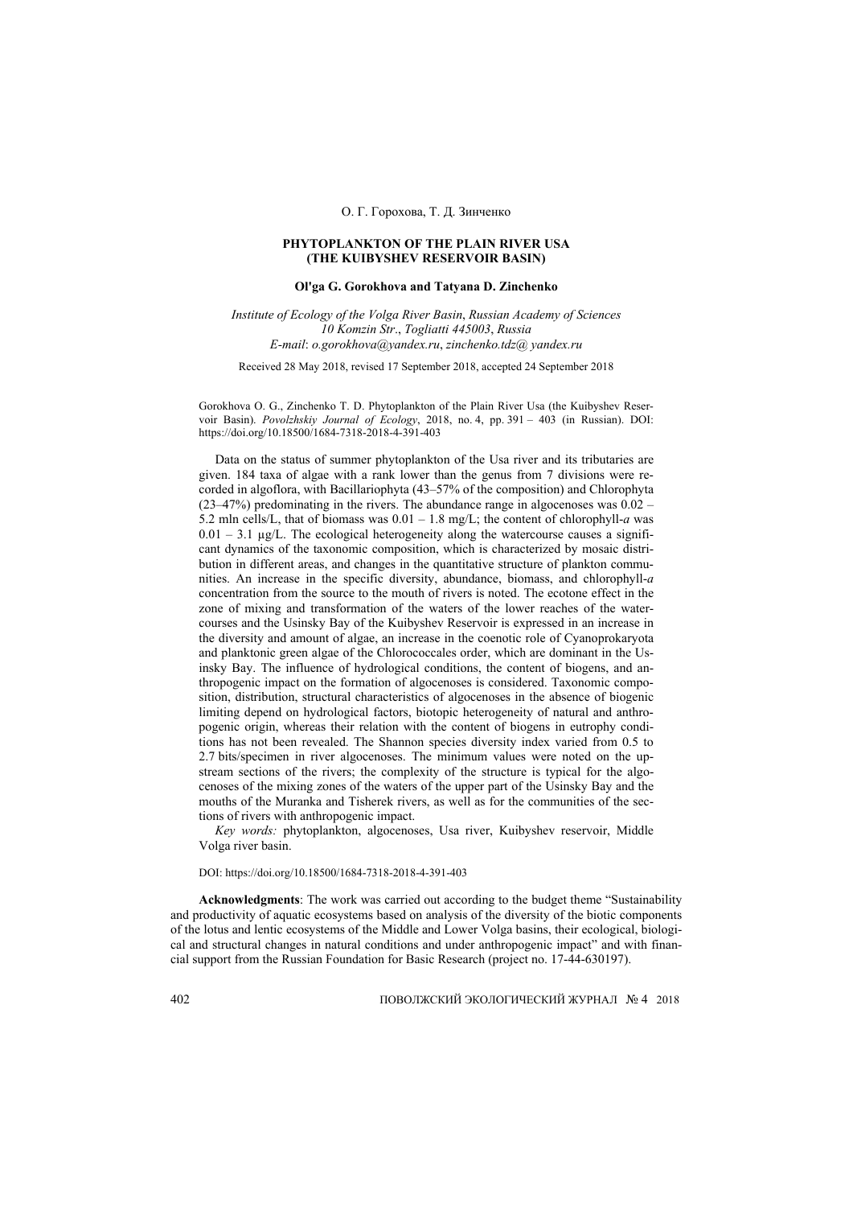О. Г. Горохова, Т. Д. Зинченко

# PHYTOPLANKTON OF THE PLAIN RIVER USA (THE KUIBYSHEV RESERVOIR BASIN)

**Ol'ga G. Gorokhova and Tatyana D. Zinchenko**

*Institute of Ecology of the Volga River Basin, Russian Academy of Sciences*
*10 Komzin Str., Togliatti 445003, Russia*
*E-mail: o.gorokhova@yandex.ru, zinchenko.tdz@ yandex.ru*

Received 28 May 2018, revised 17 September 2018, accepted 24 September 2018

Gorokhova O. G., Zinchenko T. D. Phytoplankton of the Plain River Usa (the Kuibyshev Reservoir Basin). *Povolzhskiy Journal of Ecology*, 2018, no. 4, pp. 391 – 403 (in Russian). DOI: https://doi.org/10.18500/1684-7318-2018-4-391-403

Data on the status of summer phytoplankton of the Usa river and its tributaries are given. 184 taxa of algae with a rank lower than the genus from 7 divisions were recorded in algoflora, with Bacillariophyta (43–57% of the composition) and Chlorophyta (23–47%) predominating in the rivers. The abundance range in algocenoses was 0.02 – 5.2 mln cells/L, that of biomass was 0.01 – 1.8 mg/L; the content of chlorophyll-*a* was 0.01 – 3.1 μg/L. The ecological heterogeneity along the watercourse causes a significant dynamics of the taxonomic composition, which is characterized by mosaic distribution in different areas, and changes in the quantitative structure of plankton communities. An increase in the specific diversity, abundance, biomass, and chlorophyll-*a* concentration from the source to the mouth of rivers is noted. The ecotone effect in the zone of mixing and transformation of the waters of the lower reaches of the watercourses and the Usinsky Bay of the Kuibyshev Reservoir is expressed in an increase in the diversity and amount of algae, an increase in the coenotic role of Cyanoprokaryota and planktonic green algae of the Chlorococcales order, which are dominant in the Usinsky Bay. The influence of hydrological conditions, the content of biogens, and anthropogenic impact on the formation of algocenoses is considered. Taxonomic composition, distribution, structural characteristics of algocenoses in the absence of biogenic limiting depend on hydrological factors, biotopic heterogeneity of natural and anthropogenic origin, whereas their relation with the content of biogens in eutrophy conditions has not been revealed. The Shannon species diversity index varied from 0.5 to 2.7 bits/specimen in river algocenoses. The minimum values were noted on the upstream sections of the rivers; the complexity of the structure is typical for the algocenoses of the mixing zones of the waters of the upper part of the Usinsky Bay and the mouths of the Muranka and Tisherek rivers, as well as for the communities of the sections of rivers with anthropogenic impact.

*Key words:* phytoplankton, algocenoses, Usa river, Kuibyshev reservoir, Middle Volga river basin.

DOI: https://doi.org/10.18500/1684-7318-2018-4-391-403

**Acknowledgments**: The work was carried out according to the budget theme "Sustainability and productivity of aquatic ecosystems based on analysis of the diversity of the biotic components of the lotus and lentic ecosystems of the Middle and Lower Volga basins, their ecological, biological and structural changes in natural conditions and under anthropogenic impact" and with financial support from the Russian Foundation for Basic Research (project no. 17-44-630197).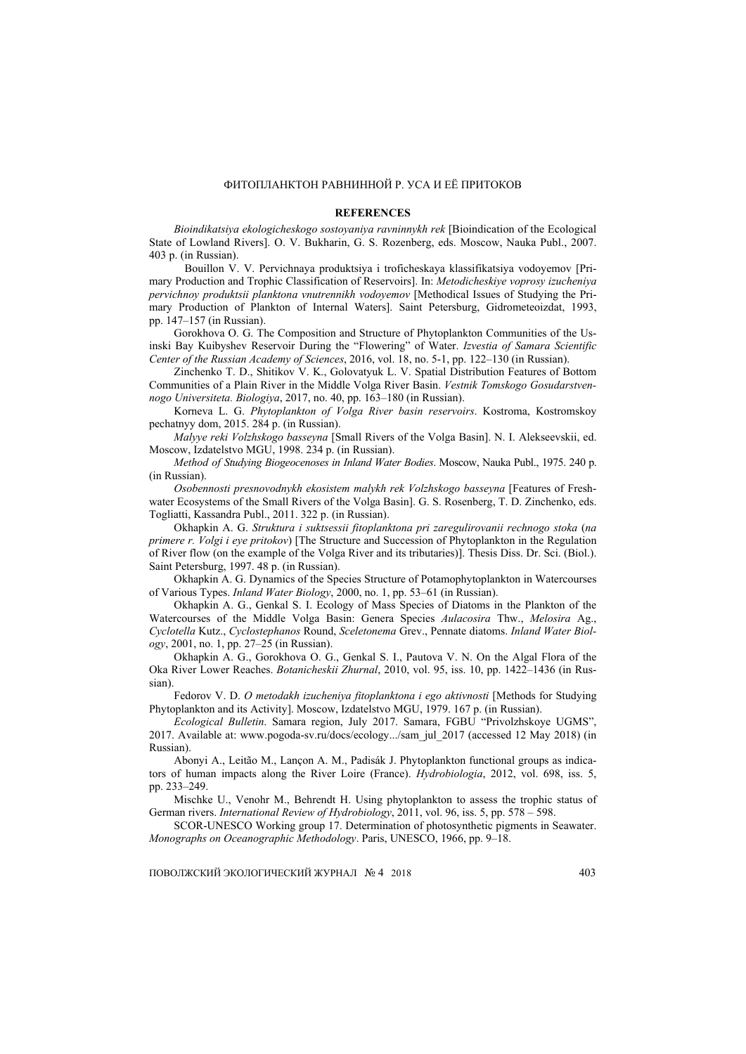## REFERENCES

*Bioindikatsiya ekologicheskogo sostoyaniya ravninnykh rek* [Bioindication of the Ecological State of Lowland Rivers]. O. V. Bukharin, G. S. Rozenberg, eds. Moscow, Nauka Publ., 2007. 403 p. (in Russian).

Bouillon V. V. Pervichnaya produktsiya i troficheskaya klassifikatsiya vodoyemov [Primary Production and Trophic Classification of Reservoirs]. In: *Metodicheskiye voprosy izucheniya pervichnoy produktsii planktona vnutrennikh vodoyemov* [Methodical Issues of Studying the Primary Production of Plankton of Internal Waters]. Saint Petersburg, Gidrometeoizdat, 1993, pp. 147–157 (in Russian).

Gorokhova O. G. The Composition and Structure of Phytoplankton Communities of the Usinski Bay Kuibyshev Reservoir During the "Flowering" of Water. *Izvestia of Samara Scientific Center of the Russian Academy of Sciences*, 2016, vol. 18, no. 5-1, pp. 122–130 (in Russian).

Zinchenko T. D., Shitikov V. K., Golovatyuk L. V. Spatial Distribution Features of Bottom Communities of a Plain River in the Middle Volga River Basin. *Vestnik Tomskogo Gosudarstvennogo Universiteta. Biologiya*, 2017, no. 40, pp. 163–180 (in Russian).

Korneva L. G. *Phytoplankton of Volga River basin reservoirs*. Kostroma, Kostromskoy pechatnyy dom, 2015. 284 p. (in Russian).

*Malyye reki Volzhskogo basseyna* [Small Rivers of the Volga Basin]. N. I. Alekseevskii, ed. Moscow, Izdatelstvo MGU, 1998. 234 p. (in Russian).

*Method of Studying Biogeocenoses in Inland Water Bodies*. Moscow, Nauka Publ., 1975. 240 p. (in Russian).

*Osobennosti presnovodnykh ekosistem malykh rek Volzhskogo basseyna* [Features of Freshwater Ecosystems of the Small Rivers of the Volga Basin]. G. S. Rosenberg, T. D. Zinchenko, eds. Togliatti, Kassandra Publ., 2011. 322 p. (in Russian).

Okhapkin A. G. *Struktura i suktsessii fitoplanktona pri zaregulirovanii rechnogo stoka* (*na primere r. Volgi i eye pritokov*) [The Structure and Succession of Phytoplankton in the Regulation of River flow (on the example of the Volga River and its tributaries)]. Thesis Diss. Dr. Sci. (Biol.). Saint Petersburg, 1997. 48 p. (in Russian).

Okhapkin A. G. Dynamics of the Species Structure of Potamophytoplankton in Watercourses of Various Types. *Inland Water Biology*, 2000, no. 1, pp. 53–61 (in Russian).

Okhapkin A. G., Genkal S. I. Ecology of Mass Species of Diatoms in the Plankton of the Watercourses of the Middle Volga Basin: Genera Species *Aulacosira* Thw., *Melosira* Ag., *Cyclotella* Kutz., *Cyclostephanos* Round, *Sceletonema* Grev., Pennate diatoms. *Inland Water Biology*, 2001, no. 1, pp. 27–25 (in Russian).

Okhapkin A. G., Gorokhova O. G., Genkal S. I., Pautova V. N. On the Algal Flora of the Oka River Lower Reaches. *Botanicheskii Zhurnal*, 2010, vol. 95, iss. 10, pp. 1422–1436 (in Russian).

Fedorov V. D. *O metodakh izucheniya fitoplanktona i ego aktivnosti* [Methods for Studying Phytoplankton and its Activity]. Moscow, Izdatelstvo MGU, 1979. 167 p. (in Russian).

*Ecological Bulletin*. Samara region, July 2017. Samara, FGBU "Privolzhskoye UGMS", 2017. Available at: www.pogoda-sv.ru/docs/ecology.../sam_jul_2017 (accessed 12 May 2018) (in Russian).

Abonyi A., Leitão M., Lançon A. M., Padisák J. Phytoplankton functional groups as indicators of human impacts along the River Loire (France). *Hydrobiologia*, 2012, vol. 698, iss. 5, pp. 233–249.

Mischke U., Venohr M., Behrendt H. Using phytoplankton to assess the trophic status of German rivers. *International Review of Hydrobiology*, 2011, vol. 96, iss. 5, pp. 578 – 598.

SCOR-UNESCO Working group 17. Determination of photosynthetic pigments in Seawater. *Monographs on Oceanographic Methodology*. Paris, UNESCO, 1966, pp. 9–18.